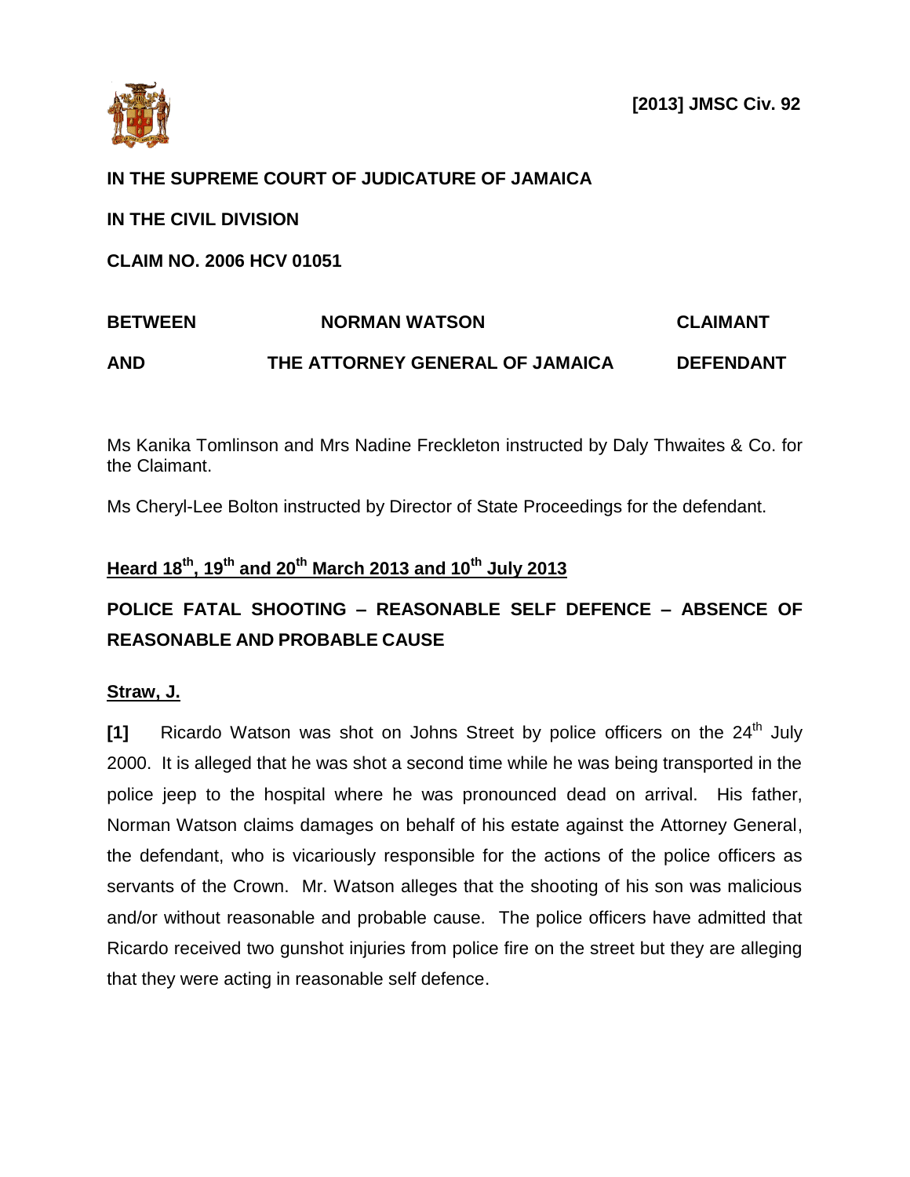**[2013] JMSC Civ. 92**

**IN THE SUPREME COURT OF JUDICATURE OF JAMAICA**

**IN THE CIVIL DIVISION**

**CLAIM NO. 2006 HCV 01051**

| | | |
|---|---|---|
| **BETWEEN** | **NORMAN WATSON** | **CLAIMANT** |
| **AND** | **THE ATTORNEY GENERAL OF JAMAICA** | **DEFENDANT** |

Ms Kanika Tomlinson and Mrs Nadine Freckleton instructed by Daly Thwaites & Co. for the Claimant.

Ms Cheryl-Lee Bolton instructed by Director of State Proceedings for the defendant.

**<u>Heard 18th, 19th and 20th March 2013 and 10th July 2013</u>**

**POLICE FATAL SHOOTING – REASONABLE SELF DEFENCE – ABSENCE OF REASONABLE AND PROBABLE CAUSE**

**<u>Straw, J.</u>**

**[1]** Ricardo Watson was shot on Johns Street by police officers on the 24th July 2000. It is alleged that he was shot a second time while he was being transported in the police jeep to the hospital where he was pronounced dead on arrival. His father, Norman Watson claims damages on behalf of his estate against the Attorney General, the defendant, who is vicariously responsible for the actions of the police officers as servants of the Crown. Mr. Watson alleges that the shooting of his son was malicious and/or without reasonable and probable cause. The police officers have admitted that Ricardo received two gunshot injuries from police fire on the street but they are alleging that they were acting in reasonable self defence.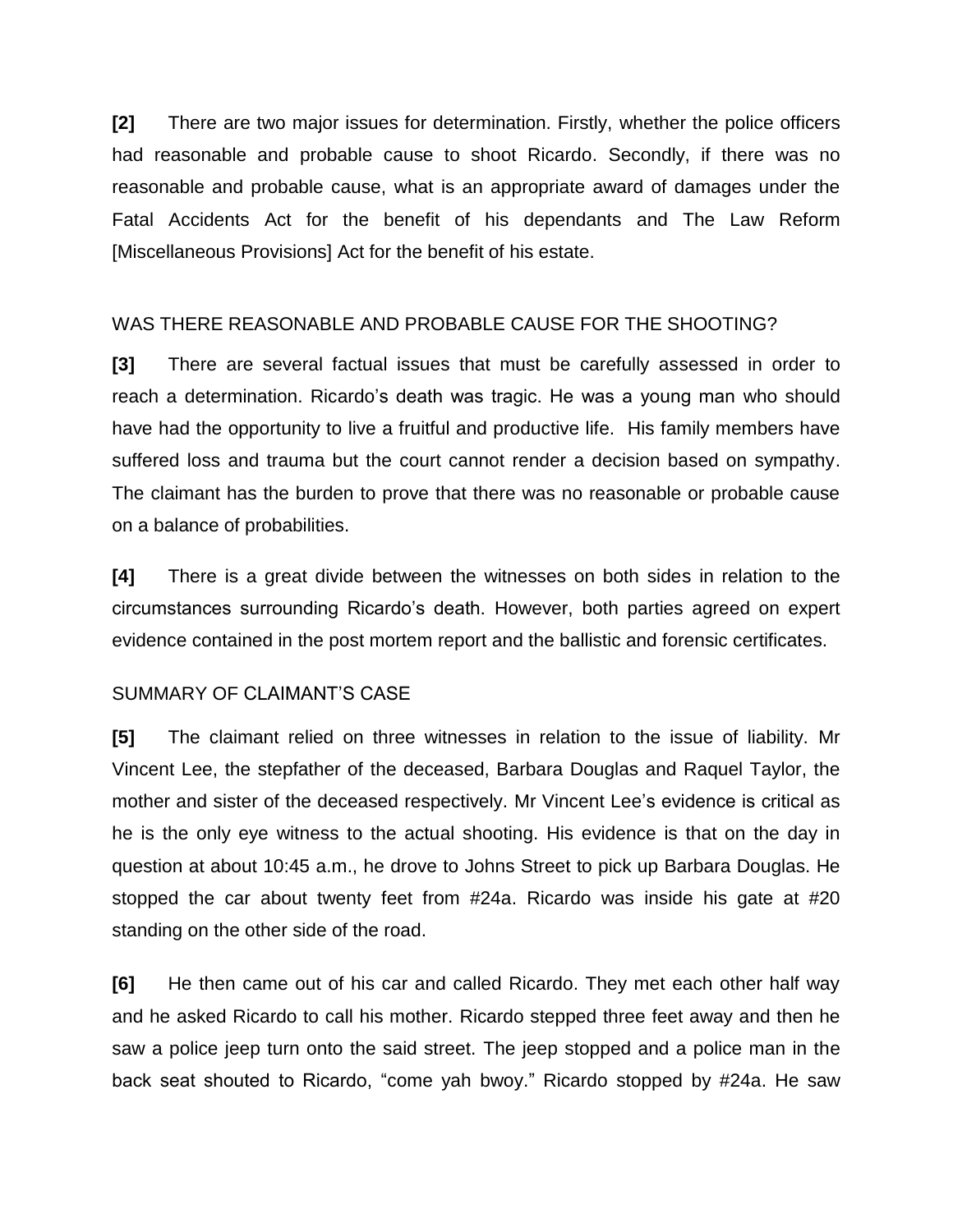**[2]** There are two major issues for determination. Firstly, whether the police officers had reasonable and probable cause to shoot Ricardo. Secondly, if there was no reasonable and probable cause, what is an appropriate award of damages under the Fatal Accidents Act for the benefit of his dependants and The Law Reform [Miscellaneous Provisions] Act for the benefit of his estate.

WAS THERE REASONABLE AND PROBABLE CAUSE FOR THE SHOOTING?

**[3]** There are several factual issues that must be carefully assessed in order to reach a determination. Ricardo's death was tragic. He was a young man who should have had the opportunity to live a fruitful and productive life. His family members have suffered loss and trauma but the court cannot render a decision based on sympathy. The claimant has the burden to prove that there was no reasonable or probable cause on a balance of probabilities.

**[4]** There is a great divide between the witnesses on both sides in relation to the circumstances surrounding Ricardo's death. However, both parties agreed on expert evidence contained in the post mortem report and the ballistic and forensic certificates.

SUMMARY OF CLAIMANT'S CASE

**[5]** The claimant relied on three witnesses in relation to the issue of liability. Mr Vincent Lee, the stepfather of the deceased, Barbara Douglas and Raquel Taylor, the mother and sister of the deceased respectively. Mr Vincent Lee's evidence is critical as he is the only eye witness to the actual shooting. His evidence is that on the day in question at about 10:45 a.m., he drove to Johns Street to pick up Barbara Douglas. He stopped the car about twenty feet from #24a. Ricardo was inside his gate at #20 standing on the other side of the road.

**[6]** He then came out of his car and called Ricardo. They met each other half way and he asked Ricardo to call his mother. Ricardo stepped three feet away and then he saw a police jeep turn onto the said street. The jeep stopped and a police man in the back seat shouted to Ricardo, "come yah bwoy." Ricardo stopped by #24a. He saw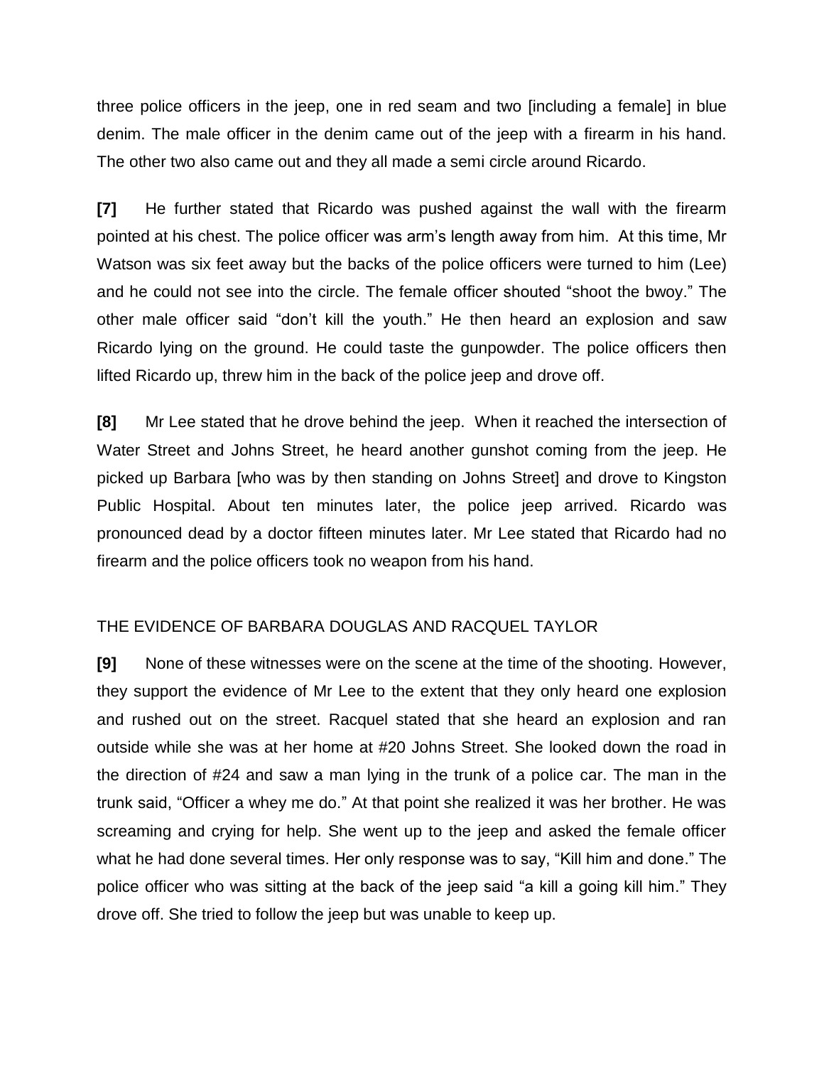three police officers in the jeep, one in red seam and two [including a female] in blue denim. The male officer in the denim came out of the jeep with a firearm in his hand. The other two also came out and they all made a semi circle around Ricardo.

**[7]** He further stated that Ricardo was pushed against the wall with the firearm pointed at his chest. The police officer was arm's length away from him. At this time, Mr Watson was six feet away but the backs of the police officers were turned to him (Lee) and he could not see into the circle. The female officer shouted "shoot the bwoy." The other male officer said "don't kill the youth." He then heard an explosion and saw Ricardo lying on the ground. He could taste the gunpowder. The police officers then lifted Ricardo up, threw him in the back of the police jeep and drove off.

**[8]** Mr Lee stated that he drove behind the jeep. When it reached the intersection of Water Street and Johns Street, he heard another gunshot coming from the jeep. He picked up Barbara [who was by then standing on Johns Street] and drove to Kingston Public Hospital. About ten minutes later, the police jeep arrived. Ricardo was pronounced dead by a doctor fifteen minutes later. Mr Lee stated that Ricardo had no firearm and the police officers took no weapon from his hand.

## THE EVIDENCE OF BARBARA DOUGLAS AND RACQUEL TAYLOR

**[9]** None of these witnesses were on the scene at the time of the shooting. However, they support the evidence of Mr Lee to the extent that they only heard one explosion and rushed out on the street. Racquel stated that she heard an explosion and ran outside while she was at her home at #20 Johns Street. She looked down the road in the direction of #24 and saw a man lying in the trunk of a police car. The man in the trunk said, "Officer a whey me do." At that point she realized it was her brother. He was screaming and crying for help. She went up to the jeep and asked the female officer what he had done several times. Her only response was to say, "Kill him and done." The police officer who was sitting at the back of the jeep said "a kill a going kill him." They drove off. She tried to follow the jeep but was unable to keep up.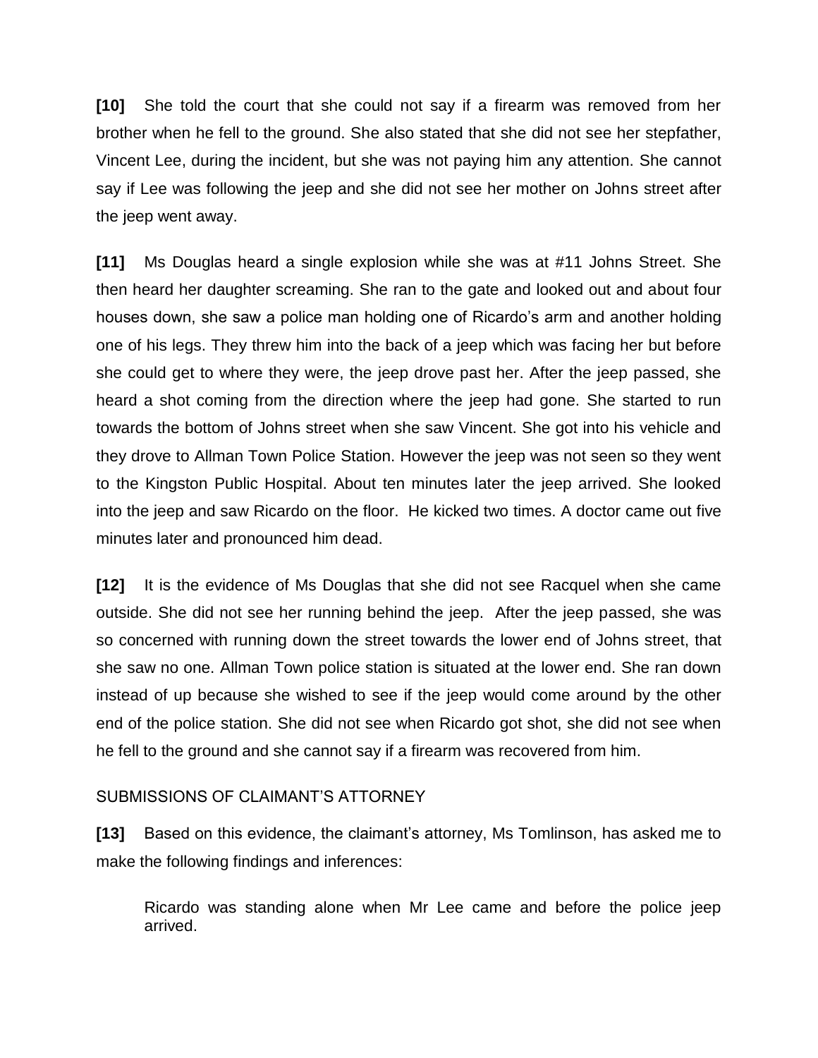**[10]** She told the court that she could not say if a firearm was removed from her brother when he fell to the ground. She also stated that she did not see her stepfather, Vincent Lee, during the incident, but she was not paying him any attention. She cannot say if Lee was following the jeep and she did not see her mother on Johns street after the jeep went away.

**[11]** Ms Douglas heard a single explosion while she was at #11 Johns Street. She then heard her daughter screaming. She ran to the gate and looked out and about four houses down, she saw a police man holding one of Ricardo's arm and another holding one of his legs. They threw him into the back of a jeep which was facing her but before she could get to where they were, the jeep drove past her. After the jeep passed, she heard a shot coming from the direction where the jeep had gone. She started to run towards the bottom of Johns street when she saw Vincent. She got into his vehicle and they drove to Allman Town Police Station. However the jeep was not seen so they went to the Kingston Public Hospital. About ten minutes later the jeep arrived. She looked into the jeep and saw Ricardo on the floor. He kicked two times. A doctor came out five minutes later and pronounced him dead.

**[12]** It is the evidence of Ms Douglas that she did not see Racquel when she came outside. She did not see her running behind the jeep. After the jeep passed, she was so concerned with running down the street towards the lower end of Johns street, that she saw no one. Allman Town police station is situated at the lower end. She ran down instead of up because she wished to see if the jeep would come around by the other end of the police station. She did not see when Ricardo got shot, she did not see when he fell to the ground and she cannot say if a firearm was recovered from him.

## SUBMISSIONS OF CLAIMANT'S ATTORNEY

**[13]** Based on this evidence, the claimant's attorney, Ms Tomlinson, has asked me to make the following findings and inferences:

> Ricardo was standing alone when Mr Lee came and before the police jeep arrived.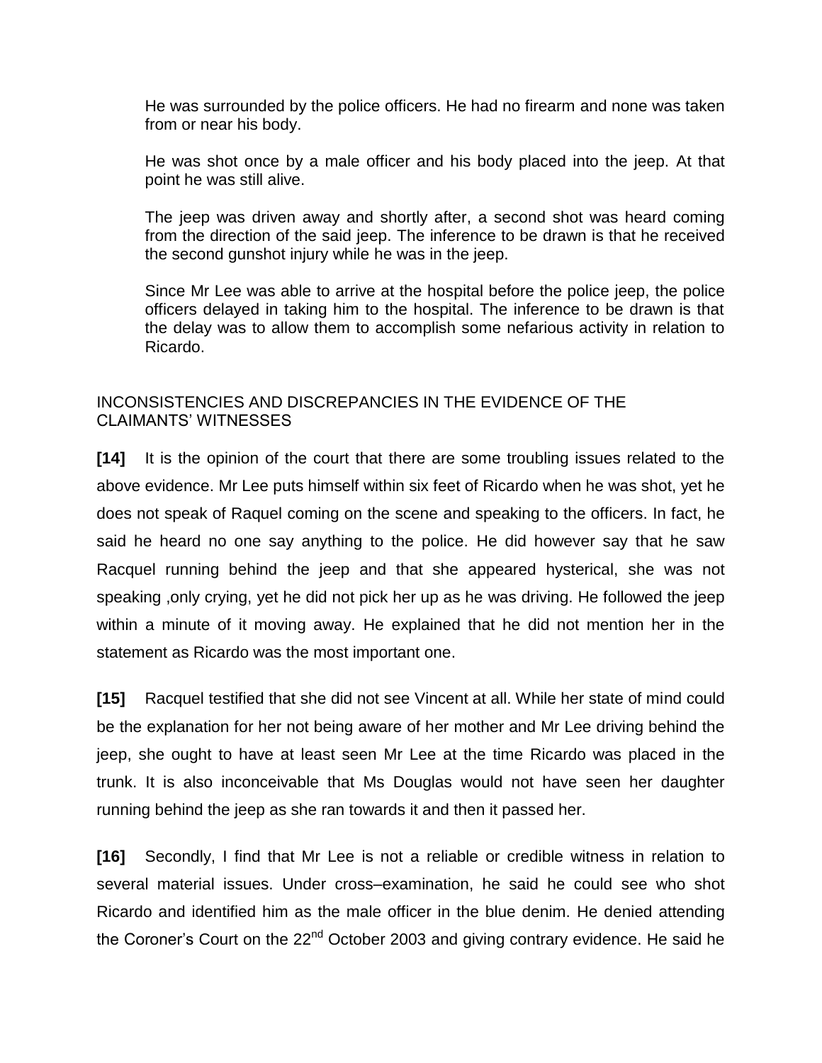He was surrounded by the police officers. He had no firearm and none was taken from or near his body.

He was shot once by a male officer and his body placed into the jeep. At that point he was still alive.

The jeep was driven away and shortly after, a second shot was heard coming from the direction of the said jeep. The inference to be drawn is that he received the second gunshot injury while he was in the jeep.

Since Mr Lee was able to arrive at the hospital before the police jeep, the police officers delayed in taking him to the hospital. The inference to be drawn is that the delay was to allow them to accomplish some nefarious activity in relation to Ricardo.

## INCONSISTENCIES AND DISCREPANCIES IN THE EVIDENCE OF THE CLAIMANTS' WITNESSES

**[14]** It is the opinion of the court that there are some troubling issues related to the above evidence. Mr Lee puts himself within six feet of Ricardo when he was shot, yet he does not speak of Raquel coming on the scene and speaking to the officers. In fact, he said he heard no one say anything to the police. He did however say that he saw Racquel running behind the jeep and that she appeared hysterical, she was not speaking ,only crying, yet he did not pick her up as he was driving. He followed the jeep within a minute of it moving away. He explained that he did not mention her in the statement as Ricardo was the most important one.

**[15]** Racquel testified that she did not see Vincent at all. While her state of mind could be the explanation for her not being aware of her mother and Mr Lee driving behind the jeep, she ought to have at least seen Mr Lee at the time Ricardo was placed in the trunk. It is also inconceivable that Ms Douglas would not have seen her daughter running behind the jeep as she ran towards it and then it passed her.

**[16]** Secondly, I find that Mr Lee is not a reliable or credible witness in relation to several material issues. Under cross–examination, he said he could see who shot Ricardo and identified him as the male officer in the blue denim. He denied attending the Coroner's Court on the 22nd October 2003 and giving contrary evidence. He said he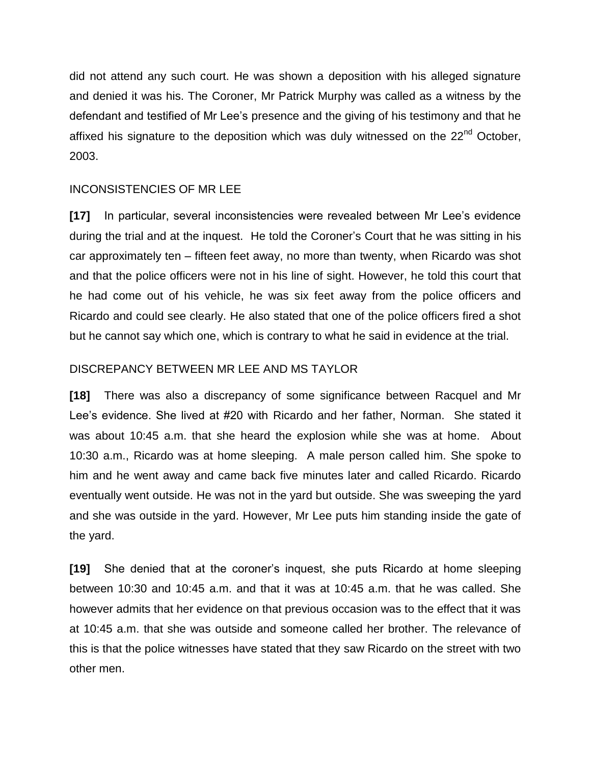did not attend any such court. He was shown a deposition with his alleged signature and denied it was his. The Coroner, Mr Patrick Murphy was called as a witness by the defendant and testified of Mr Lee's presence and the giving of his testimony and that he affixed his signature to the deposition which was duly witnessed on the 22nd October, 2003.

## INCONSISTENCIES OF MR LEE

**[17]** In particular, several inconsistencies were revealed between Mr Lee's evidence during the trial and at the inquest. He told the Coroner's Court that he was sitting in his car approximately ten – fifteen feet away, no more than twenty, when Ricardo was shot and that the police officers were not in his line of sight. However, he told this court that he had come out of his vehicle, he was six feet away from the police officers and Ricardo and could see clearly. He also stated that one of the police officers fired a shot but he cannot say which one, which is contrary to what he said in evidence at the trial.

## DISCREPANCY BETWEEN MR LEE AND MS TAYLOR

**[18]** There was also a discrepancy of some significance between Racquel and Mr Lee's evidence. She lived at #20 with Ricardo and her father, Norman. She stated it was about 10:45 a.m. that she heard the explosion while she was at home. About 10:30 a.m., Ricardo was at home sleeping. A male person called him. She spoke to him and he went away and came back five minutes later and called Ricardo. Ricardo eventually went outside. He was not in the yard but outside. She was sweeping the yard and she was outside in the yard. However, Mr Lee puts him standing inside the gate of the yard.

**[19]** She denied that at the coroner's inquest, she puts Ricardo at home sleeping between 10:30 and 10:45 a.m. and that it was at 10:45 a.m. that he was called. She however admits that her evidence on that previous occasion was to the effect that it was at 10:45 a.m. that she was outside and someone called her brother. The relevance of this is that the police witnesses have stated that they saw Ricardo on the street with two other men.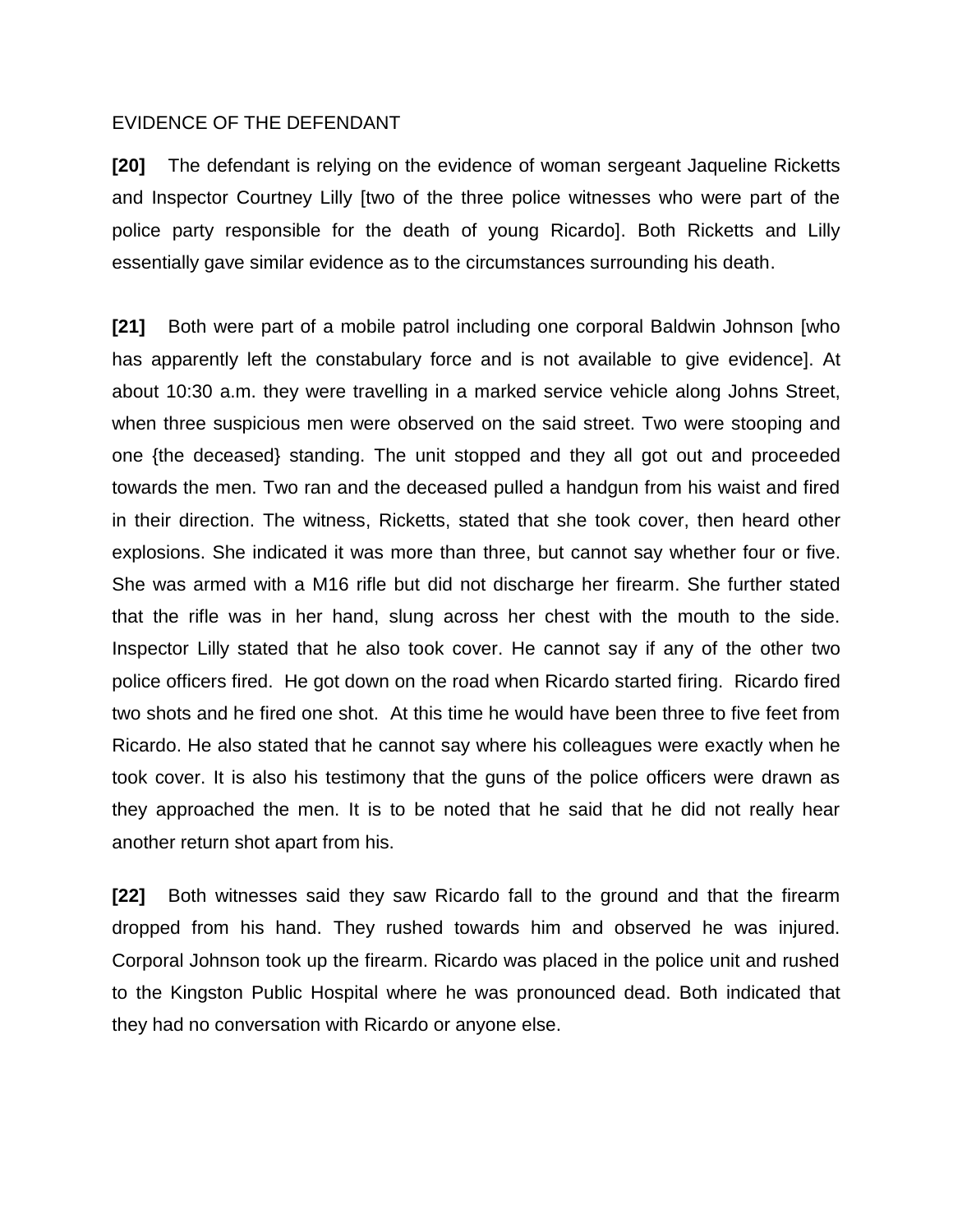EVIDENCE OF THE DEFENDANT

**[20]** The defendant is relying on the evidence of woman sergeant Jaqueline Ricketts and Inspector Courtney Lilly [two of the three police witnesses who were part of the police party responsible for the death of young Ricardo]. Both Ricketts and Lilly essentially gave similar evidence as to the circumstances surrounding his death.

**[21]** Both were part of a mobile patrol including one corporal Baldwin Johnson [who has apparently left the constabulary force and is not available to give evidence]. At about 10:30 a.m. they were travelling in a marked service vehicle along Johns Street, when three suspicious men were observed on the said street. Two were stooping and one {the deceased} standing. The unit stopped and they all got out and proceeded towards the men. Two ran and the deceased pulled a handgun from his waist and fired in their direction. The witness, Ricketts, stated that she took cover, then heard other explosions. She indicated it was more than three, but cannot say whether four or five. She was armed with a M16 rifle but did not discharge her firearm. She further stated that the rifle was in her hand, slung across her chest with the mouth to the side. Inspector Lilly stated that he also took cover. He cannot say if any of the other two police officers fired. He got down on the road when Ricardo started firing. Ricardo fired two shots and he fired one shot. At this time he would have been three to five feet from Ricardo. He also stated that he cannot say where his colleagues were exactly when he took cover. It is also his testimony that the guns of the police officers were drawn as they approached the men. It is to be noted that he said that he did not really hear another return shot apart from his.

**[22]** Both witnesses said they saw Ricardo fall to the ground and that the firearm dropped from his hand. They rushed towards him and observed he was injured. Corporal Johnson took up the firearm. Ricardo was placed in the police unit and rushed to the Kingston Public Hospital where he was pronounced dead. Both indicated that they had no conversation with Ricardo or anyone else.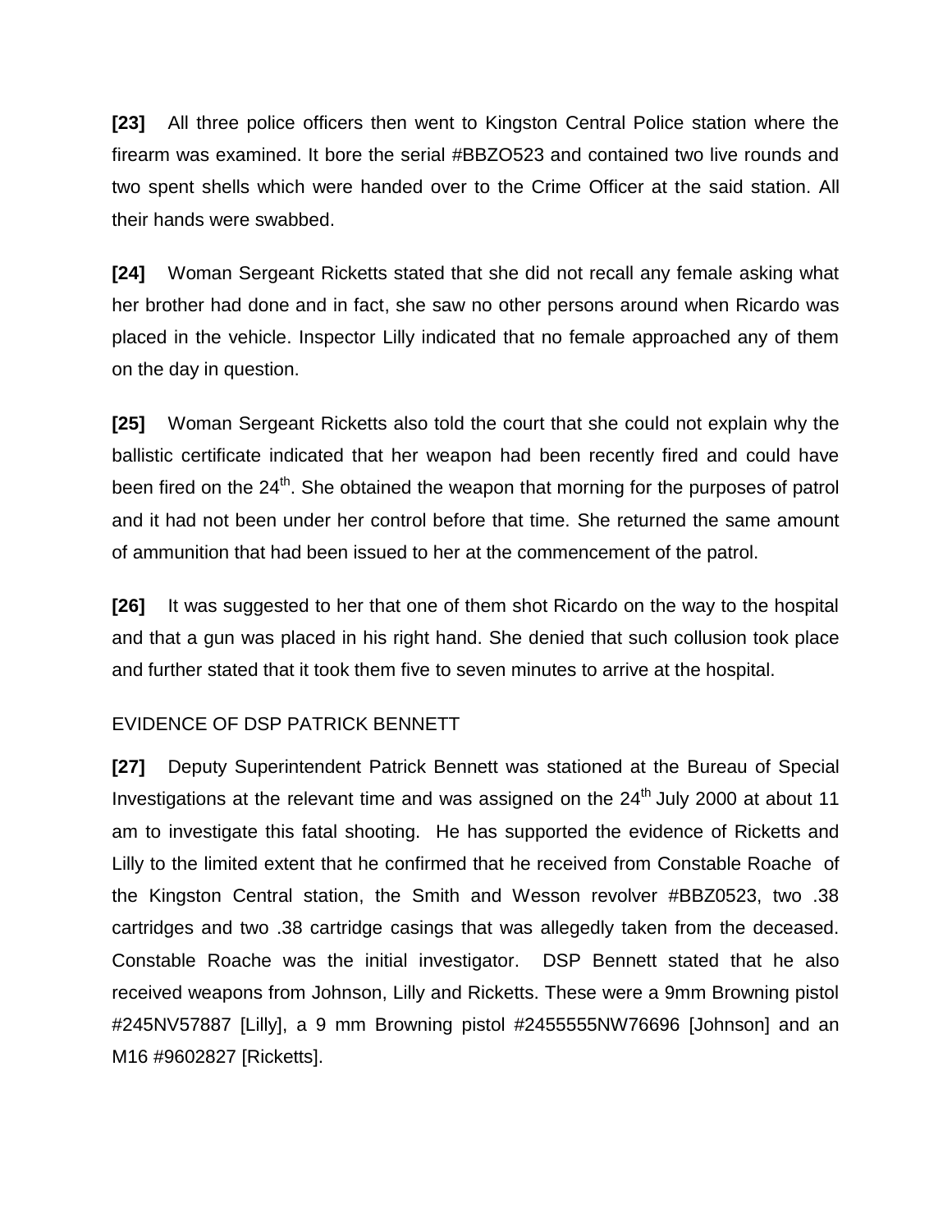**[23]** All three police officers then went to Kingston Central Police station where the firearm was examined. It bore the serial #BBZO523 and contained two live rounds and two spent shells which were handed over to the Crime Officer at the said station. All their hands were swabbed.

**[24]** Woman Sergeant Ricketts stated that she did not recall any female asking what her brother had done and in fact, she saw no other persons around when Ricardo was placed in the vehicle. Inspector Lilly indicated that no female approached any of them on the day in question.

**[25]** Woman Sergeant Ricketts also told the court that she could not explain why the ballistic certificate indicated that her weapon had been recently fired and could have been fired on the 24th. She obtained the weapon that morning for the purposes of patrol and it had not been under her control before that time. She returned the same amount of ammunition that had been issued to her at the commencement of the patrol.

**[26]** It was suggested to her that one of them shot Ricardo on the way to the hospital and that a gun was placed in his right hand. She denied that such collusion took place and further stated that it took them five to seven minutes to arrive at the hospital.

EVIDENCE OF DSP PATRICK BENNETT

**[27]** Deputy Superintendent Patrick Bennett was stationed at the Bureau of Special Investigations at the relevant time and was assigned on the 24th July 2000 at about 11 am to investigate this fatal shooting. He has supported the evidence of Ricketts and Lilly to the limited extent that he confirmed that he received from Constable Roache of the Kingston Central station, the Smith and Wesson revolver #BBZ0523, two .38 cartridges and two .38 cartridge casings that was allegedly taken from the deceased. Constable Roache was the initial investigator. DSP Bennett stated that he also received weapons from Johnson, Lilly and Ricketts. These were a 9mm Browning pistol #245NV57887 [Lilly], a 9 mm Browning pistol #2455555NW76696 [Johnson] and an M16 #9602827 [Ricketts].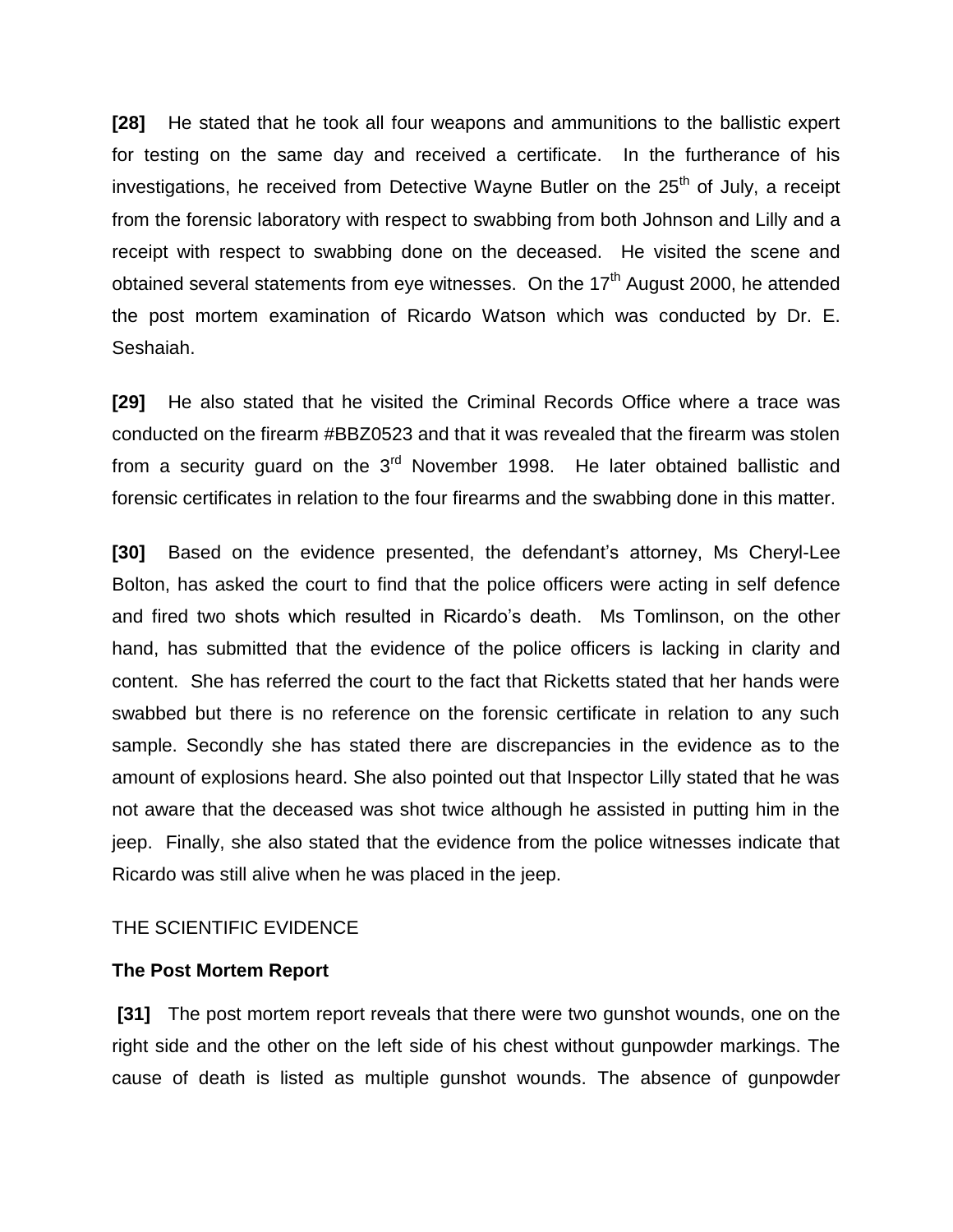**[28]** He stated that he took all four weapons and ammunitions to the ballistic expert for testing on the same day and received a certificate. In the furtherance of his investigations, he received from Detective Wayne Butler on the 25th of July, a receipt from the forensic laboratory with respect to swabbing from both Johnson and Lilly and a receipt with respect to swabbing done on the deceased. He visited the scene and obtained several statements from eye witnesses. On the 17th August 2000, he attended the post mortem examination of Ricardo Watson which was conducted by Dr. E. Seshaiah.

**[29]** He also stated that he visited the Criminal Records Office where a trace was conducted on the firearm #BBZ0523 and that it was revealed that the firearm was stolen from a security guard on the 3rd November 1998. He later obtained ballistic and forensic certificates in relation to the four firearms and the swabbing done in this matter.

**[30]** Based on the evidence presented, the defendant's attorney, Ms Cheryl-Lee Bolton, has asked the court to find that the police officers were acting in self defence and fired two shots which resulted in Ricardo's death. Ms Tomlinson, on the other hand, has submitted that the evidence of the police officers is lacking in clarity and content. She has referred the court to the fact that Ricketts stated that her hands were swabbed but there is no reference on the forensic certificate in relation to any such sample. Secondly she has stated there are discrepancies in the evidence as to the amount of explosions heard. She also pointed out that Inspector Lilly stated that he was not aware that the deceased was shot twice although he assisted in putting him in the jeep. Finally, she also stated that the evidence from the police witnesses indicate that Ricardo was still alive when he was placed in the jeep.

## THE SCIENTIFIC EVIDENCE

### The Post Mortem Report

**[31]** The post mortem report reveals that there were two gunshot wounds, one on the right side and the other on the left side of his chest without gunpowder markings. The cause of death is listed as multiple gunshot wounds. The absence of gunpowder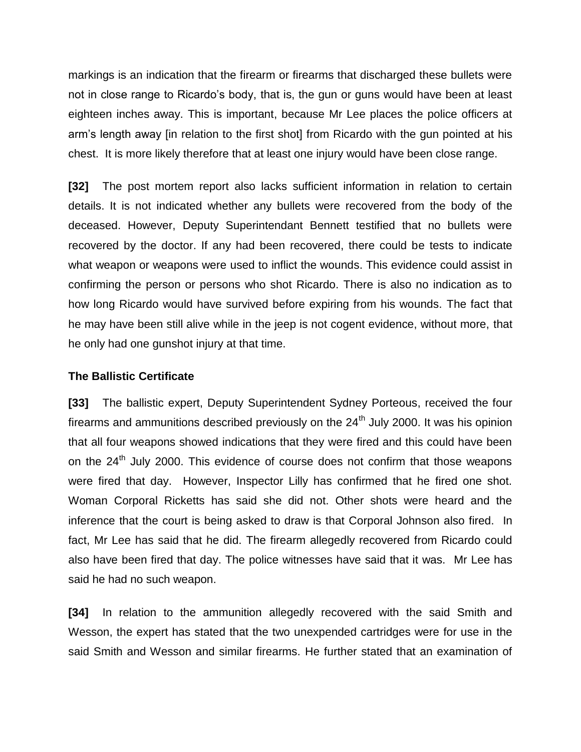markings is an indication that the firearm or firearms that discharged these bullets were not in close range to Ricardo's body, that is, the gun or guns would have been at least eighteen inches away. This is important, because Mr Lee places the police officers at arm's length away [in relation to the first shot] from Ricardo with the gun pointed at his chest. It is more likely therefore that at least one injury would have been close range.

**[32]** The post mortem report also lacks sufficient information in relation to certain details. It is not indicated whether any bullets were recovered from the body of the deceased. However, Deputy Superintendant Bennett testified that no bullets were recovered by the doctor. If any had been recovered, there could be tests to indicate what weapon or weapons were used to inflict the wounds. This evidence could assist in confirming the person or persons who shot Ricardo. There is also no indication as to how long Ricardo would have survived before expiring from his wounds. The fact that he may have been still alive while in the jeep is not cogent evidence, without more, that he only had one gunshot injury at that time.

**The Ballistic Certificate**

**[33]** The ballistic expert, Deputy Superintendent Sydney Porteous, received the four firearms and ammunitions described previously on the 24th July 2000. It was his opinion that all four weapons showed indications that they were fired and this could have been on the 24th July 2000. This evidence of course does not confirm that those weapons were fired that day. However, Inspector Lilly has confirmed that he fired one shot. Woman Corporal Ricketts has said she did not. Other shots were heard and the inference that the court is being asked to draw is that Corporal Johnson also fired. In fact, Mr Lee has said that he did. The firearm allegedly recovered from Ricardo could also have been fired that day. The police witnesses have said that it was. Mr Lee has said he had no such weapon.

**[34]** In relation to the ammunition allegedly recovered with the said Smith and Wesson, the expert has stated that the two unexpended cartridges were for use in the said Smith and Wesson and similar firearms. He further stated that an examination of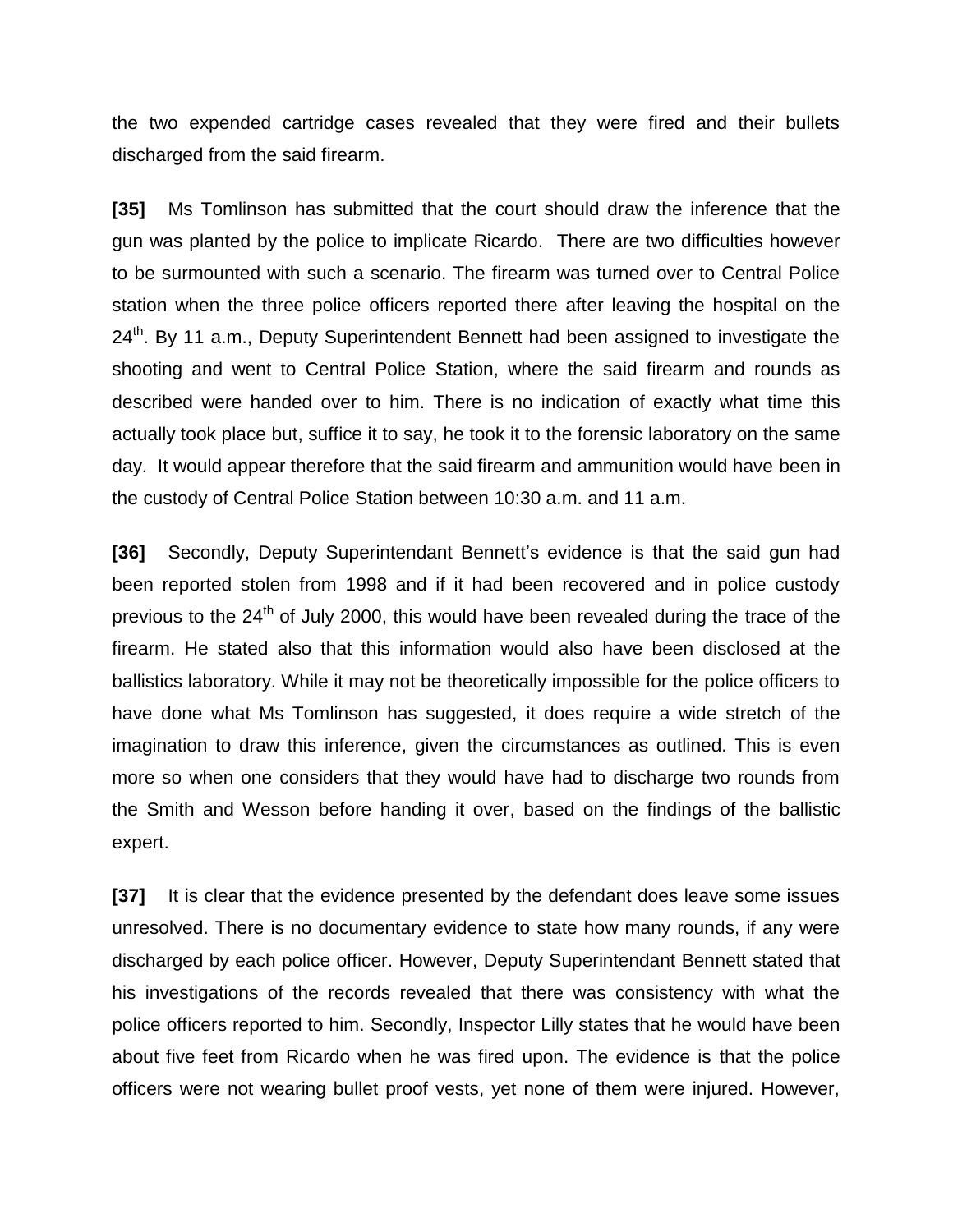the two expended cartridge cases revealed that they were fired and their bullets discharged from the said firearm.

**[35]** Ms Tomlinson has submitted that the court should draw the inference that the gun was planted by the police to implicate Ricardo. There are two difficulties however to be surmounted with such a scenario. The firearm was turned over to Central Police station when the three police officers reported there after leaving the hospital on the 24th. By 11 a.m., Deputy Superintendent Bennett had been assigned to investigate the shooting and went to Central Police Station, where the said firearm and rounds as described were handed over to him. There is no indication of exactly what time this actually took place but, suffice it to say, he took it to the forensic laboratory on the same day. It would appear therefore that the said firearm and ammunition would have been in the custody of Central Police Station between 10:30 a.m. and 11 a.m.

**[36]** Secondly, Deputy Superintendant Bennett's evidence is that the said gun had been reported stolen from 1998 and if it had been recovered and in police custody previous to the 24th of July 2000, this would have been revealed during the trace of the firearm. He stated also that this information would also have been disclosed at the ballistics laboratory. While it may not be theoretically impossible for the police officers to have done what Ms Tomlinson has suggested, it does require a wide stretch of the imagination to draw this inference, given the circumstances as outlined. This is even more so when one considers that they would have had to discharge two rounds from the Smith and Wesson before handing it over, based on the findings of the ballistic expert.

**[37]** It is clear that the evidence presented by the defendant does leave some issues unresolved. There is no documentary evidence to state how many rounds, if any were discharged by each police officer. However, Deputy Superintendant Bennett stated that his investigations of the records revealed that there was consistency with what the police officers reported to him. Secondly, Inspector Lilly states that he would have been about five feet from Ricardo when he was fired upon. The evidence is that the police officers were not wearing bullet proof vests, yet none of them were injured. However,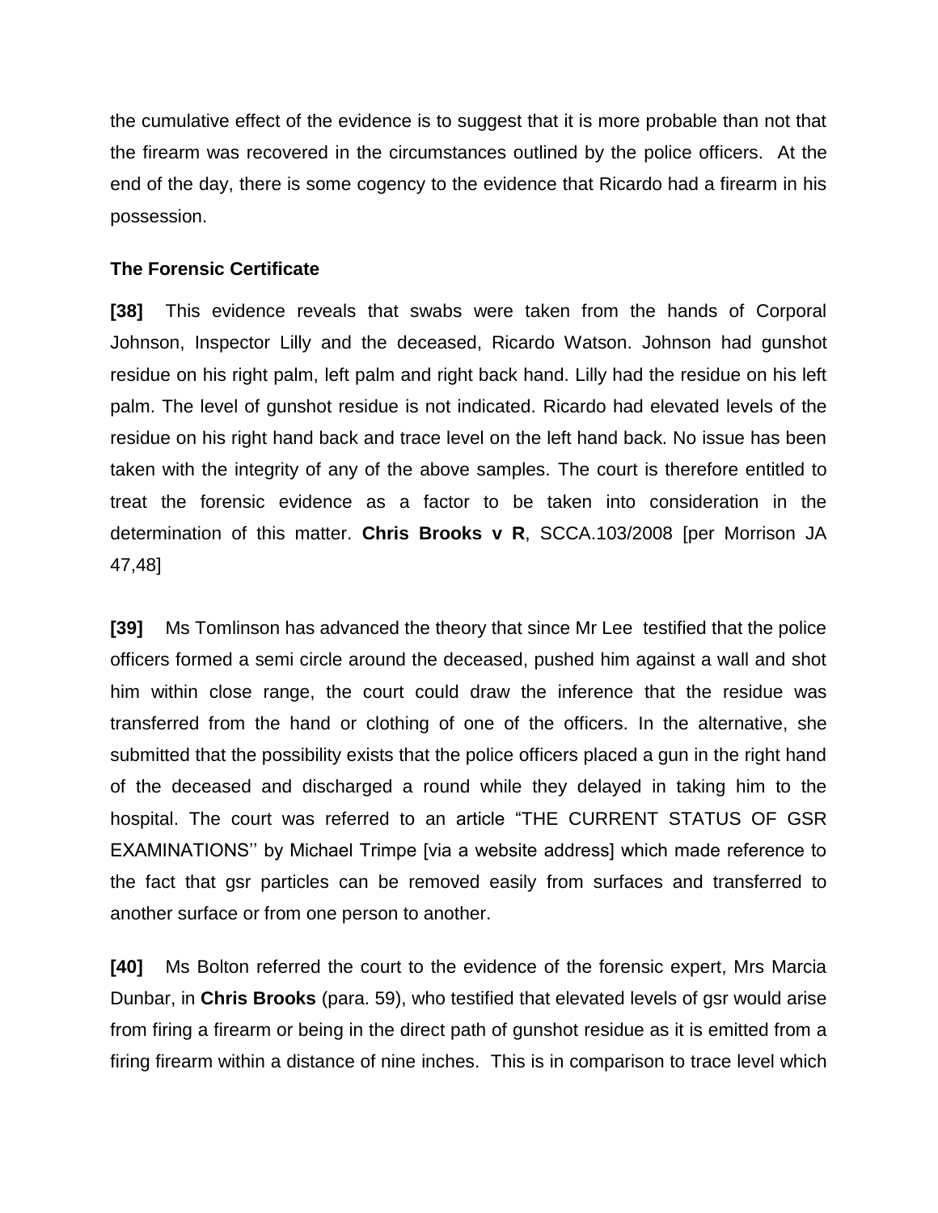the cumulative effect of the evidence is to suggest that it is more probable than not that the firearm was recovered in the circumstances outlined by the police officers. At the end of the day, there is some cogency to the evidence that Ricardo had a firearm in his possession.

**The Forensic Certificate**

**[38]** This evidence reveals that swabs were taken from the hands of Corporal Johnson, Inspector Lilly and the deceased, Ricardo Watson. Johnson had gunshot residue on his right palm, left palm and right back hand. Lilly had the residue on his left palm. The level of gunshot residue is not indicated. Ricardo had elevated levels of the residue on his right hand back and trace level on the left hand back. No issue has been taken with the integrity of any of the above samples. The court is therefore entitled to treat the forensic evidence as a factor to be taken into consideration in the determination of this matter. **Chris Brooks v R**, SCCA.103/2008 [per Morrison JA 47,48]

**[39]** Ms Tomlinson has advanced the theory that since Mr Lee testified that the police officers formed a semi circle around the deceased, pushed him against a wall and shot him within close range, the court could draw the inference that the residue was transferred from the hand or clothing of one of the officers. In the alternative, she submitted that the possibility exists that the police officers placed a gun in the right hand of the deceased and discharged a round while they delayed in taking him to the hospital. The court was referred to an article "THE CURRENT STATUS OF GSR EXAMINATIONS'' by Michael Trimpe [via a website address] which made reference to the fact that gsr particles can be removed easily from surfaces and transferred to another surface or from one person to another.

**[40]** Ms Bolton referred the court to the evidence of the forensic expert, Mrs Marcia Dunbar, in **Chris Brooks** (para. 59), who testified that elevated levels of gsr would arise from firing a firearm or being in the direct path of gunshot residue as it is emitted from a firing firearm within a distance of nine inches. This is in comparison to trace level which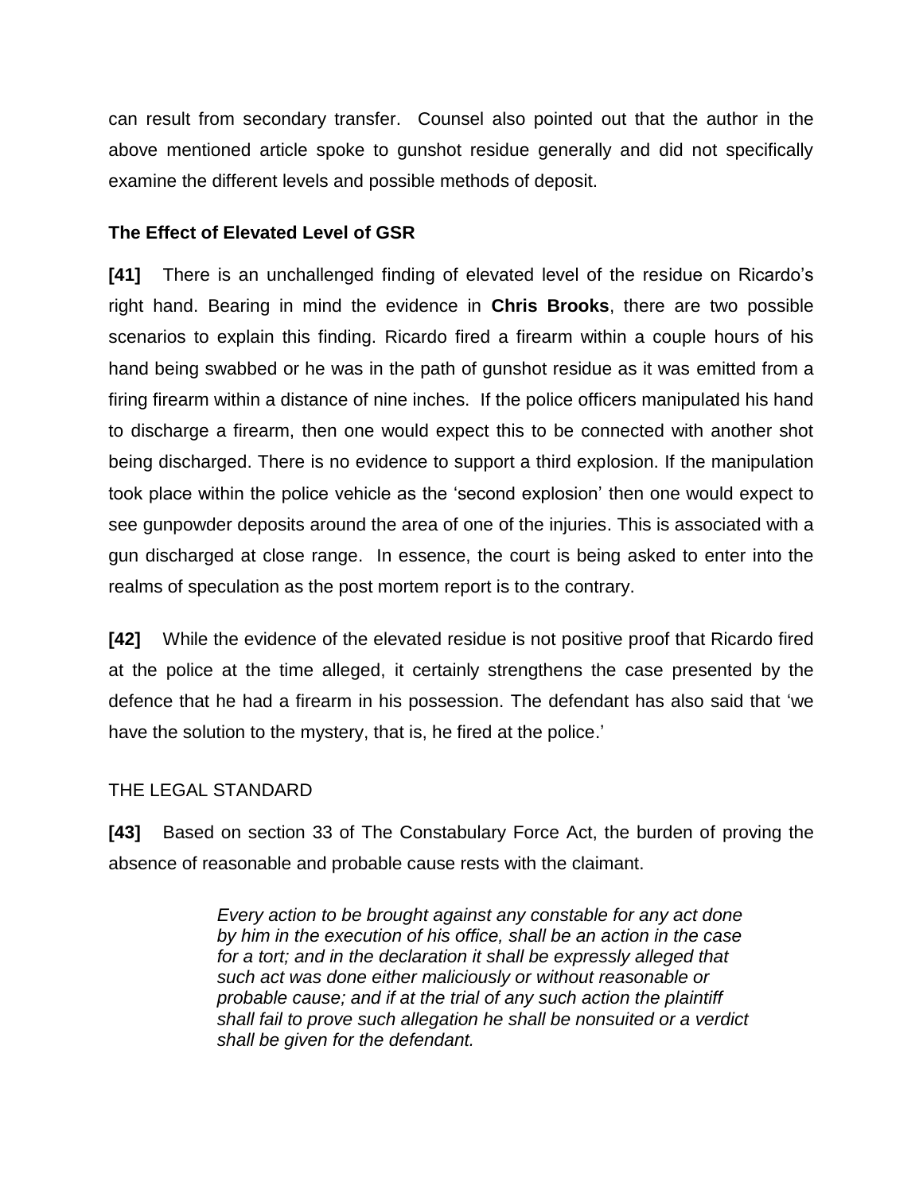can result from secondary transfer. Counsel also pointed out that the author in the above mentioned article spoke to gunshot residue generally and did not specifically examine the different levels and possible methods of deposit.

### The Effect of Elevated Level of GSR

**[41]** There is an unchallenged finding of elevated level of the residue on Ricardo's right hand. Bearing in mind the evidence in **Chris Brooks**, there are two possible scenarios to explain this finding. Ricardo fired a firearm within a couple hours of his hand being swabbed or he was in the path of gunshot residue as it was emitted from a firing firearm within a distance of nine inches. If the police officers manipulated his hand to discharge a firearm, then one would expect this to be connected with another shot being discharged. There is no evidence to support a third explosion. If the manipulation took place within the police vehicle as the 'second explosion' then one would expect to see gunpowder deposits around the area of one of the injuries. This is associated with a gun discharged at close range. In essence, the court is being asked to enter into the realms of speculation as the post mortem report is to the contrary.

**[42]** While the evidence of the elevated residue is not positive proof that Ricardo fired at the police at the time alleged, it certainly strengthens the case presented by the defence that he had a firearm in his possession. The defendant has also said that 'we have the solution to the mystery, that is, he fired at the police.'

### THE LEGAL STANDARD

**[43]** Based on section 33 of The Constabulary Force Act, the burden of proving the absence of reasonable and probable cause rests with the claimant.

> *Every action to be brought against any constable for any act done by him in the execution of his office, shall be an action in the case for a tort; and in the declaration it shall be expressly alleged that such act was done either maliciously or without reasonable or probable cause; and if at the trial of any such action the plaintiff shall fail to prove such allegation he shall be nonsuited or a verdict shall be given for the defendant.*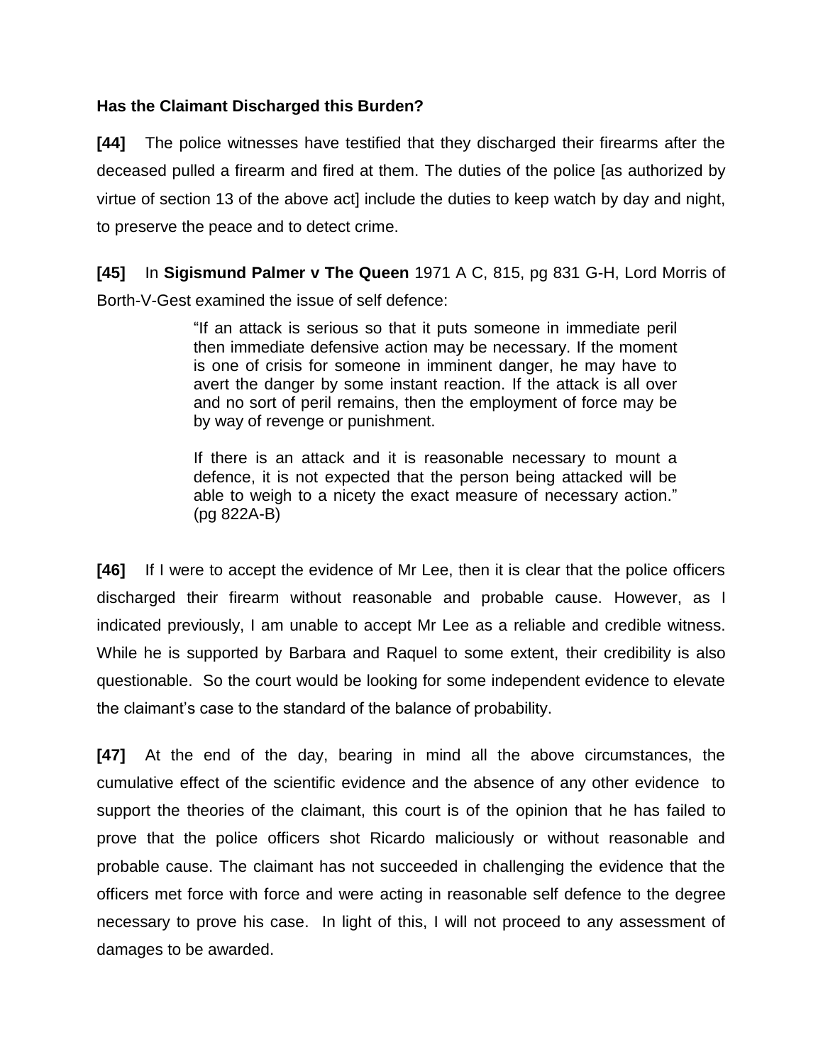**Has the Claimant Discharged this Burden?**

**[44]** The police witnesses have testified that they discharged their firearms after the deceased pulled a firearm and fired at them. The duties of the police [as authorized by virtue of section 13 of the above act] include the duties to keep watch by day and night, to preserve the peace and to detect crime.

**[45]** In **Sigismund Palmer v The Queen** 1971 A C, 815, pg 831 G-H, Lord Morris of Borth-V-Gest examined the issue of self defence:

> "If an attack is serious so that it puts someone in immediate peril then immediate defensive action may be necessary. If the moment is one of crisis for someone in imminent danger, he may have to avert the danger by some instant reaction. If the attack is all over and no sort of peril remains, then the employment of force may be by way of revenge or punishment.
>
> If there is an attack and it is reasonable necessary to mount a defence, it is not expected that the person being attacked will be able to weigh to a nicety the exact measure of necessary action." (pg 822A-B)

**[46]** If I were to accept the evidence of Mr Lee, then it is clear that the police officers discharged their firearm without reasonable and probable cause. However, as I indicated previously, I am unable to accept Mr Lee as a reliable and credible witness. While he is supported by Barbara and Raquel to some extent, their credibility is also questionable. So the court would be looking for some independent evidence to elevate the claimant's case to the standard of the balance of probability.

**[47]** At the end of the day, bearing in mind all the above circumstances, the cumulative effect of the scientific evidence and the absence of any other evidence to support the theories of the claimant, this court is of the opinion that he has failed to prove that the police officers shot Ricardo maliciously or without reasonable and probable cause. The claimant has not succeeded in challenging the evidence that the officers met force with force and were acting in reasonable self defence to the degree necessary to prove his case. In light of this, I will not proceed to any assessment of damages to be awarded.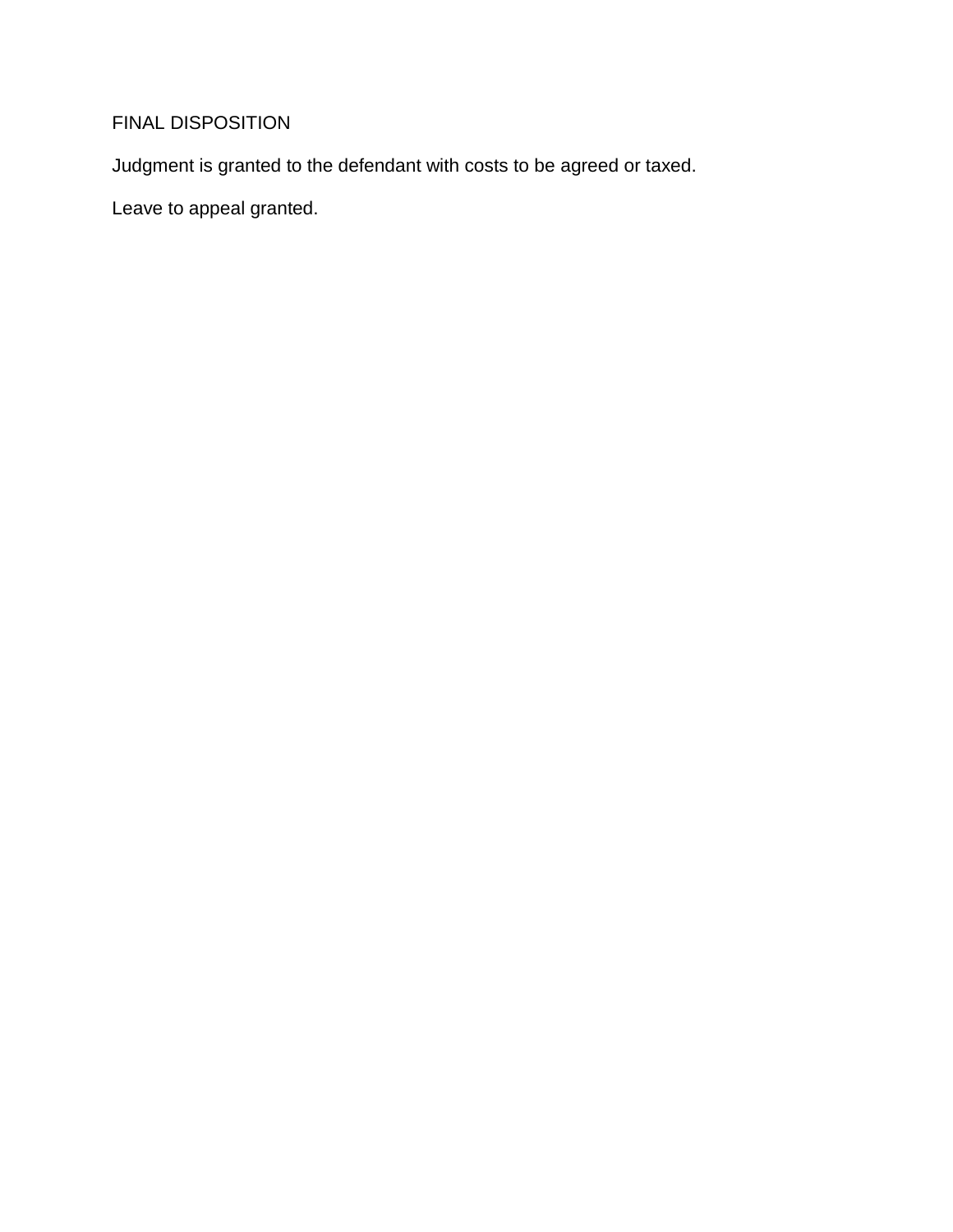## FINAL DISPOSITION

Judgment is granted to the defendant with costs to be agreed or taxed.

Leave to appeal granted.